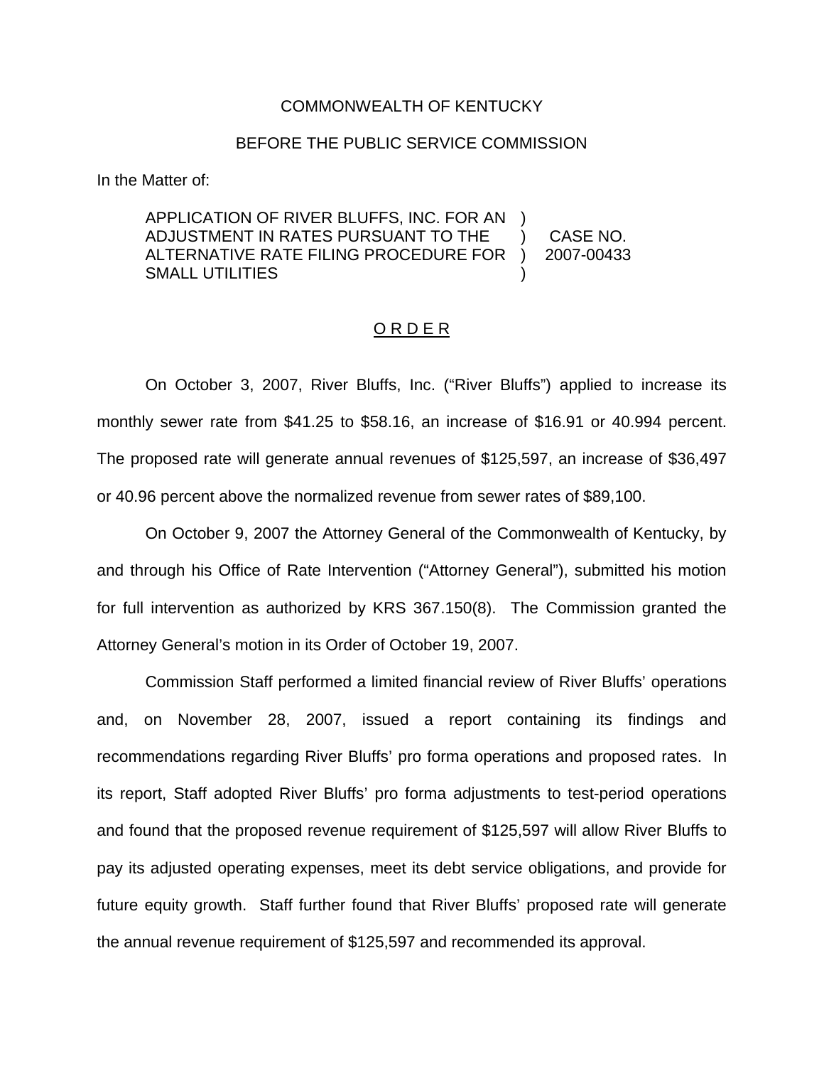COMMONWEALTH OF KENTUCKY

BEFORE THE PUBLIC SERVICE COMMISSION

In the Matter of:

| | | |
|---|---|---|
| APPLICATION OF RIVER BLUFFS, INC. FOR AN ADJUSTMENT IN RATES PURSUANT TO THE ALTERNATIVE RATE FILING PROCEDURE FOR SMALL UTILITIES | ) ) ) ) | CASE NO. 2007-00433 |

## O R D E R

On October 3, 2007, River Bluffs, Inc. ("River Bluffs") applied to increase its monthly sewer rate from $41.25 to $58.16, an increase of $16.91 or 40.994 percent. The proposed rate will generate annual revenues of $125,597, an increase of $36,497 or 40.96 percent above the normalized revenue from sewer rates of $89,100.

On October 9, 2007 the Attorney General of the Commonwealth of Kentucky, by and through his Office of Rate Intervention ("Attorney General"), submitted his motion for full intervention as authorized by KRS 367.150(8). The Commission granted the Attorney General's motion in its Order of October 19, 2007.

Commission Staff performed a limited financial review of River Bluffs' operations and, on November 28, 2007, issued a report containing its findings and recommendations regarding River Bluffs' pro forma operations and proposed rates. In its report, Staff adopted River Bluffs' pro forma adjustments to test-period operations and found that the proposed revenue requirement of $125,597 will allow River Bluffs to pay its adjusted operating expenses, meet its debt service obligations, and provide for future equity growth. Staff further found that River Bluffs' proposed rate will generate the annual revenue requirement of $125,597 and recommended its approval.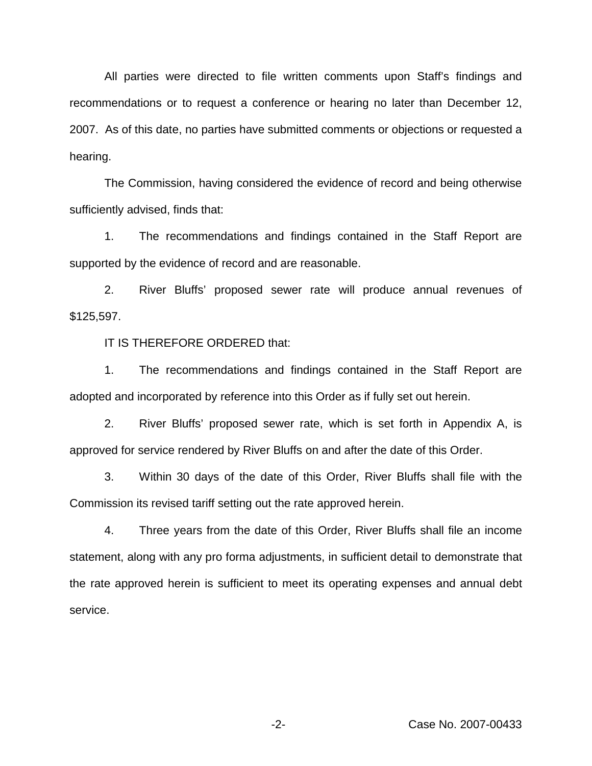All parties were directed to file written comments upon Staff's findings and recommendations or to request a conference or hearing no later than December 12, 2007. As of this date, no parties have submitted comments or objections or requested a hearing.

The Commission, having considered the evidence of record and being otherwise sufficiently advised, finds that:

1. The recommendations and findings contained in the Staff Report are supported by the evidence of record and are reasonable.

2. River Bluffs' proposed sewer rate will produce annual revenues of $125,597.

IT IS THEREFORE ORDERED that:

1. The recommendations and findings contained in the Staff Report are adopted and incorporated by reference into this Order as if fully set out herein.

2. River Bluffs' proposed sewer rate, which is set forth in Appendix A, is approved for service rendered by River Bluffs on and after the date of this Order.

3. Within 30 days of the date of this Order, River Bluffs shall file with the Commission its revised tariff setting out the rate approved herein.

4. Three years from the date of this Order, River Bluffs shall file an income statement, along with any pro forma adjustments, in sufficient detail to demonstrate that the rate approved herein is sufficient to meet its operating expenses and annual debt service.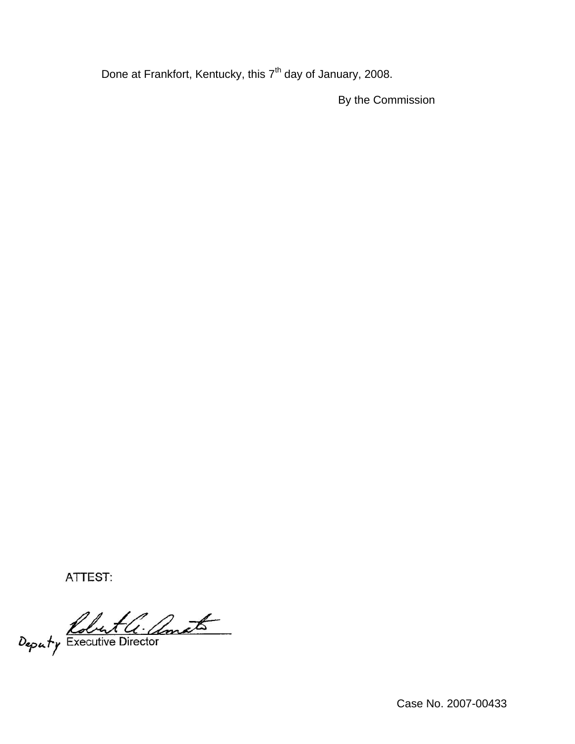Done at Frankfort, Kentucky, this 7th day of January, 2008.

By the Commission

ATTEST:

Robert A. Amato

Deputy Executive Director

Case No. 2007-00433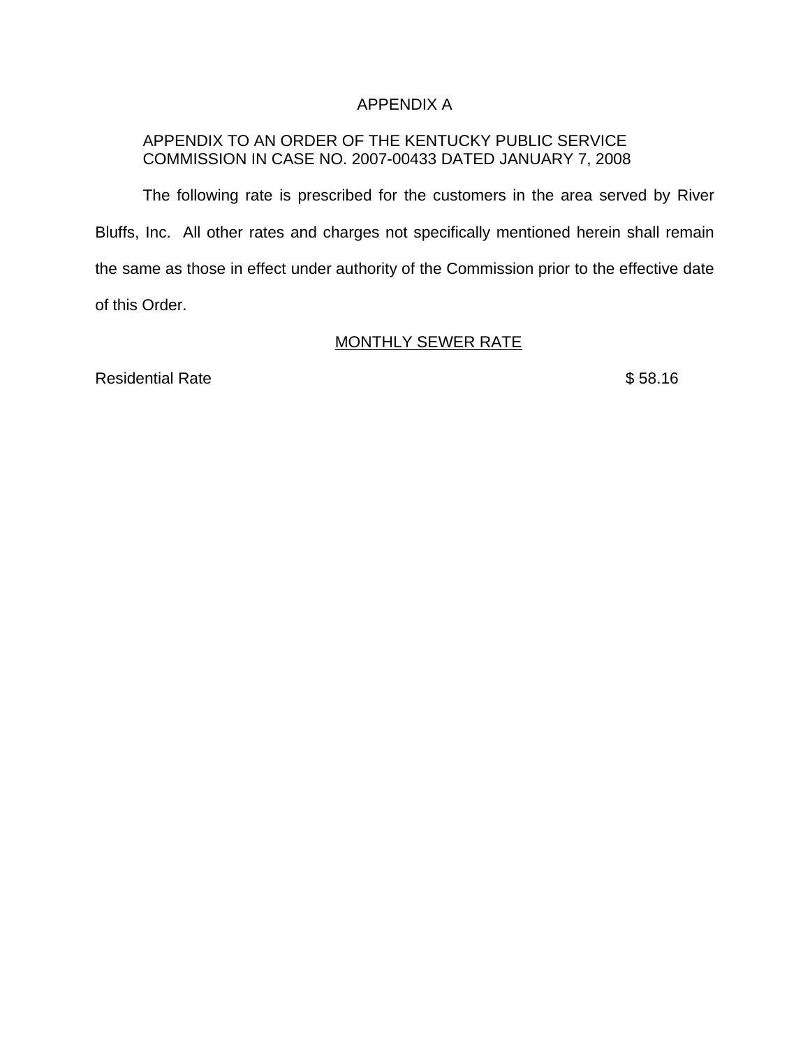# APPENDIX A

APPENDIX TO AN ORDER OF THE KENTUCKY PUBLIC SERVICE COMMISSION IN CASE NO. 2007-00433 DATED JANUARY 7, 2008

The following rate is prescribed for the customers in the area served by River Bluffs, Inc. All other rates and charges not specifically mentioned herein shall remain the same as those in effect under authority of the Commission prior to the effective date of this Order.

## MONTHLY SEWER RATE

| | |
|---|---|
| Residential Rate | $ 58.16 |